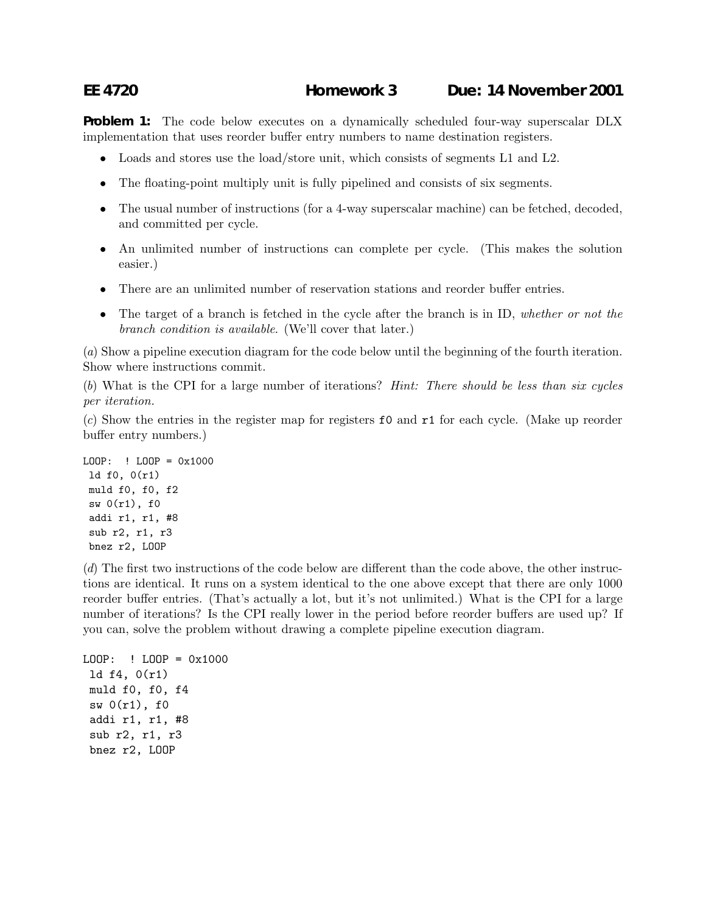# EE 4720 Homework 3 Due: 14 November 2001

**Problem 1:** The code below executes on a dynamically scheduled four-way superscalar DLX implementation that uses reorder buffer entry numbers to name destination registers.

- Loads and stores use the load/store unit, which consists of segments L1 and L2.
- The floating-point multiply unit is fully pipelined and consists of six segments.
- The usual number of instructions (for a 4-way superscalar machine) can be fetched, decoded, and committed per cycle.
- An unlimited number of instructions can complete per cycle. (This makes the solution easier.)
- There are an unlimited number of reservation stations and reorder buffer entries.
- The target of a branch is fetched in the cycle after the branch is in ID, *whether or not the branch condition is available*. (We'll cover that later.)

(*a*) Show a pipeline execution diagram for the code below until the beginning of the fourth iteration. Show where instructions commit.

(*b*) What is the CPI for a large number of iterations? *Hint: There should be less than six cycles per iteration.*

(*c*) Show the entries in the register map for registers `f0` and `r1` for each cycle. (Make up reorder buffer entry numbers.)

```
LOOP:  ! LOOP = 0x1000
 ld f0, 0(r1)
 muld f0, f0, f2
 sw 0(r1), f0
 addi r1, r1, #8
 sub r2, r1, r3
 bnez r2, LOOP
```

(*d*) The first two instructions of the code below are different than the code above, the other instructions are identical. It runs on a system identical to the one above except that there are only 1000 reorder buffer entries. (That's actually a lot, but it's not unlimited.) What is the CPI for a large number of iterations? Is the CPI really lower in the period before reorder buffers are used up? If you can, solve the problem without drawing a complete pipeline execution diagram.

```
LOOP:  ! LOOP = 0x1000
 ld f4, 0(r1)
 muld f0, f0, f4
 sw 0(r1), f0
 addi r1, r1, #8
 sub r2, r1, r3
 bnez r2, LOOP
```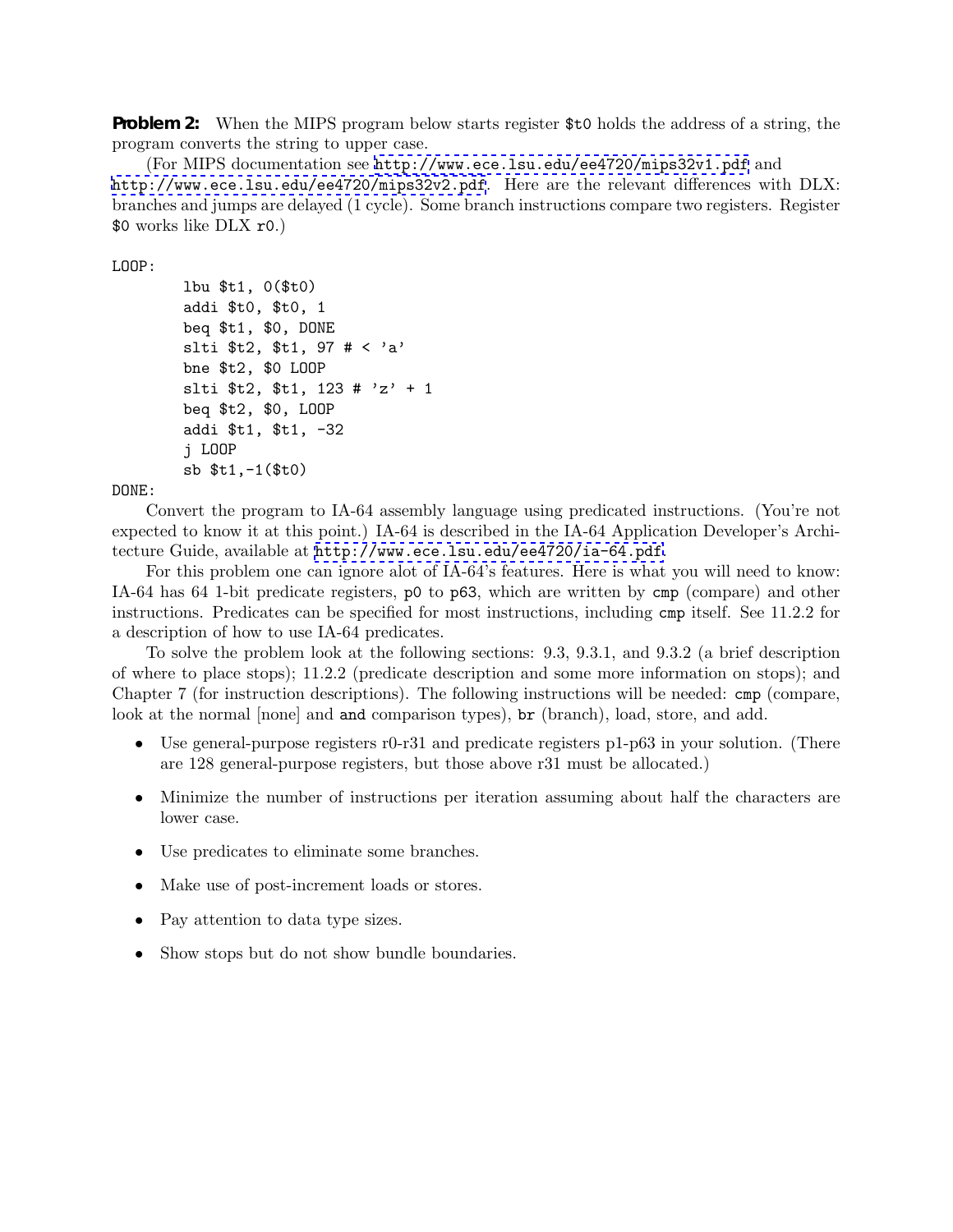**Problem 2:** When the MIPS program below starts register `$t0` holds the address of a string, the program converts the string to upper case.

(For MIPS documentation see http://www.ece.lsu.edu/ee4720/mips32v1.pdf and http://www.ece.lsu.edu/ee4720/mips32v2.pdf. Here are the relevant differences with DLX: branches and jumps are delayed (1 cycle). Some branch instructions compare two registers. Register `$0` works like DLX `r0`.)

```
LOOP:
        lbu $t1, 0($t0)
        addi $t0, $t0, 1
        beq $t1, $0, DONE
        slti $t2, $t1, 97 # < 'a'
        bne $t2, $0 LOOP
        slti $t2, $t1, 123 # 'z' + 1
        beq $t2, $0, LOOP
        addi $t1, $t1, -32
        j LOOP
        sb $t1,-1($t0)
DONE:
```

Convert the program to IA-64 assembly language using predicated instructions. (You're not expected to know it at this point.) IA-64 is described in the IA-64 Application Developer's Architecture Guide, available at http://www.ece.lsu.edu/ee4720/ia-64.pdf.

For this problem one can ignore alot of IA-64's features. Here is what you will need to know: IA-64 has 64 1-bit predicate registers, `p0` to `p63`, which are written by `cmp` (compare) and other instructions. Predicates can be specified for most instructions, including `cmp` itself. See 11.2.2 for a description of how to use IA-64 predicates.

To solve the problem look at the following sections: 9.3, 9.3.1, and 9.3.2 (a brief description of where to place stops); 11.2.2 (predicate description and some more information on stops); and Chapter 7 (for instruction descriptions). The following instructions will be needed: `cmp` (compare, look at the normal [none] and `and` comparison types), `br` (branch), load, store, and add.

- Use general-purpose registers r0-r31 and predicate registers p1-p63 in your solution. (There are 128 general-purpose registers, but those above r31 must be allocated.)
- Minimize the number of instructions per iteration assuming about half the characters are lower case.
- Use predicates to eliminate some branches.
- Make use of post-increment loads or stores.
- Pay attention to data type sizes.
- Show stops but do not show bundle boundaries.